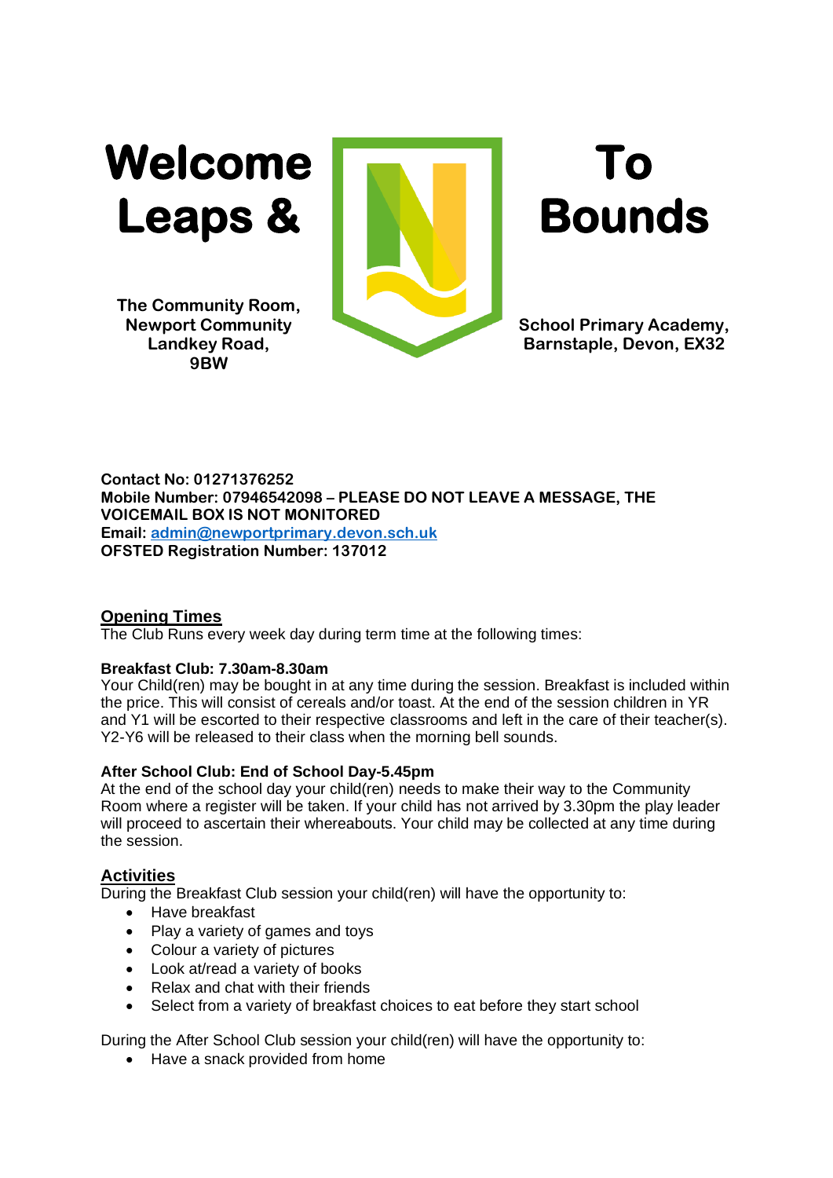# Welcome To Leaps & Bounds

**The Community Room, Newport Community School Primary Academy, Landkey Road, Barnstaple, Devon, EX32 9BW**

**Contact No: 01271376252**
**Mobile Number: 07946542098 – PLEASE DO NOT LEAVE A MESSAGE, THE VOICEMAIL BOX IS NOT MONITORED**
**Email: [admin@newportprimary.devon.sch.uk](mailto:admin@newportprimary.devon.sch.uk)**
**OFSTED Registration Number: 137012**

## Opening Times

The Club Runs every week day during term time at the following times:

**Breakfast Club: 7.30am-8.30am**

Your Child(ren) may be bought in at any time during the session. Breakfast is included within the price. This will consist of cereals and/or toast. At the end of the session children in YR and Y1 will be escorted to their respective classrooms and left in the care of their teacher(s). Y2-Y6 will be released to their class when the morning bell sounds.

**After School Club: End of School Day-5.45pm**

At the end of the school day your child(ren) needs to make their way to the Community Room where a register will be taken. If your child has not arrived by 3.30pm the play leader will proceed to ascertain their whereabouts. Your child may be collected at any time during the session.

## Activities

During the Breakfast Club session your child(ren) will have the opportunity to:

- Have breakfast
- Play a variety of games and toys
- Colour a variety of pictures
- Look at/read a variety of books
- Relax and chat with their friends
- Select from a variety of breakfast choices to eat before they start school

During the After School Club session your child(ren) will have the opportunity to:

- Have a snack provided from home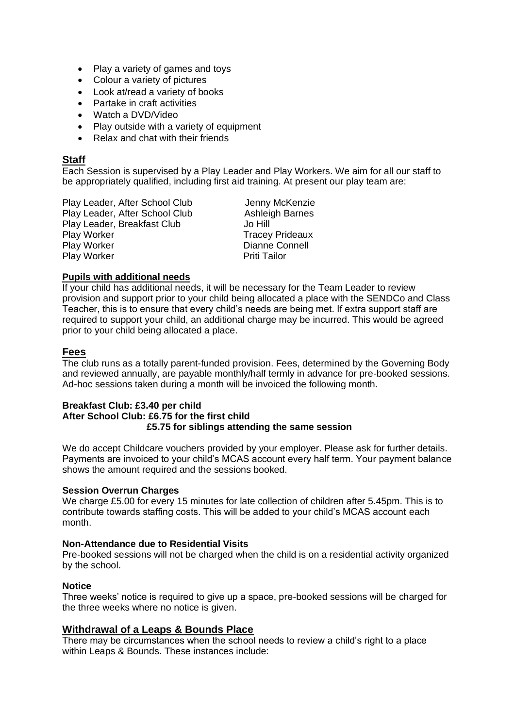- Play a variety of games and toys
- Colour a variety of pictures
- Look at/read a variety of books
- Partake in craft activities
- Watch a DVD/Video
- Play outside with a variety of equipment
- Relax and chat with their friends

## Staff

Each Session is supervised by a Play Leader and Play Workers. We aim for all our staff to be appropriately qualified, including first aid training. At present our play team are:

| | |
|---|---|
| Play Leader, After School Club | Jenny McKenzie |
| Play Leader, After School Club | Ashleigh Barnes |
| Play Leader, Breakfast Club | Jo Hill |
| Play Worker | Tracey Prideaux |
| Play Worker | Dianne Connell |
| Play Worker | Priti Tailor |

**Pupils with additional needs**

If your child has additional needs, it will be necessary for the Team Leader to review provision and support prior to your child being allocated a place with the SENDCo and Class Teacher, this is to ensure that every child's needs are being met. If extra support staff are required to support your child, an additional charge may be incurred. This would be agreed prior to your child being allocated a place.

## Fees

The club runs as a totally parent-funded provision. Fees, determined by the Governing Body and reviewed annually, are payable monthly/half termly in advance for pre-booked sessions. Ad-hoc sessions taken during a month will be invoiced the following month.

**Breakfast Club: £3.40 per child**
**After School Club: £6.75 for the first child**
**£5.75 for siblings attending the same session**

We do accept Childcare vouchers provided by your employer. Please ask for further details. Payments are invoiced to your child's MCAS account every half term. Your payment balance shows the amount required and the sessions booked.

**Session Overrun Charges**

We charge £5.00 for every 15 minutes for late collection of children after 5.45pm. This is to contribute towards staffing costs. This will be added to your child's MCAS account each month.

**Non-Attendance due to Residential Visits**

Pre-booked sessions will not be charged when the child is on a residential activity organized by the school.

**Notice**

Three weeks' notice is required to give up a space, pre-booked sessions will be charged for the three weeks where no notice is given.

## Withdrawal of a Leaps & Bounds Place

There may be circumstances when the school needs to review a child's right to a place within Leaps & Bounds. These instances include: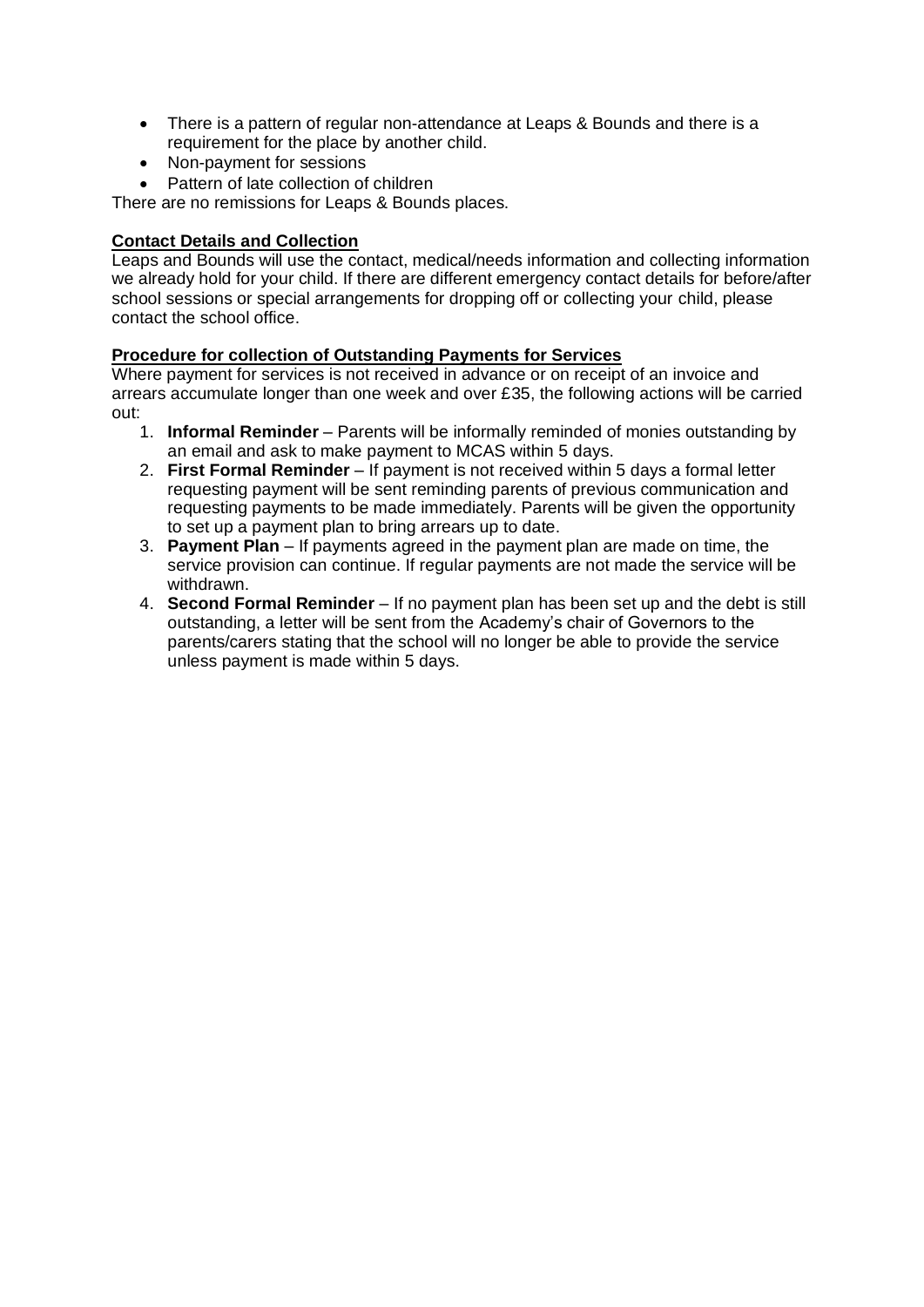- There is a pattern of regular non-attendance at Leaps & Bounds and there is a requirement for the place by another child.
- Non-payment for sessions
- Pattern of late collection of children

There are no remissions for Leaps & Bounds places.

**Contact Details and Collection**

Leaps and Bounds will use the contact, medical/needs information and collecting information we already hold for your child. If there are different emergency contact details for before/after school sessions or special arrangements for dropping off or collecting your child, please contact the school office.

**Procedure for collection of Outstanding Payments for Services**

Where payment for services is not received in advance or on receipt of an invoice and arrears accumulate longer than one week and over £35, the following actions will be carried out:

1. **Informal Reminder** – Parents will be informally reminded of monies outstanding by an email and ask to make payment to MCAS within 5 days.
2. **First Formal Reminder** – If payment is not received within 5 days a formal letter requesting payment will be sent reminding parents of previous communication and requesting payments to be made immediately. Parents will be given the opportunity to set up a payment plan to bring arrears up to date.
3. **Payment Plan** – If payments agreed in the payment plan are made on time, the service provision can continue. If regular payments are not made the service will be withdrawn.
4. **Second Formal Reminder** – If no payment plan has been set up and the debt is still outstanding, a letter will be sent from the Academy's chair of Governors to the parents/carers stating that the school will no longer be able to provide the service unless payment is made within 5 days.